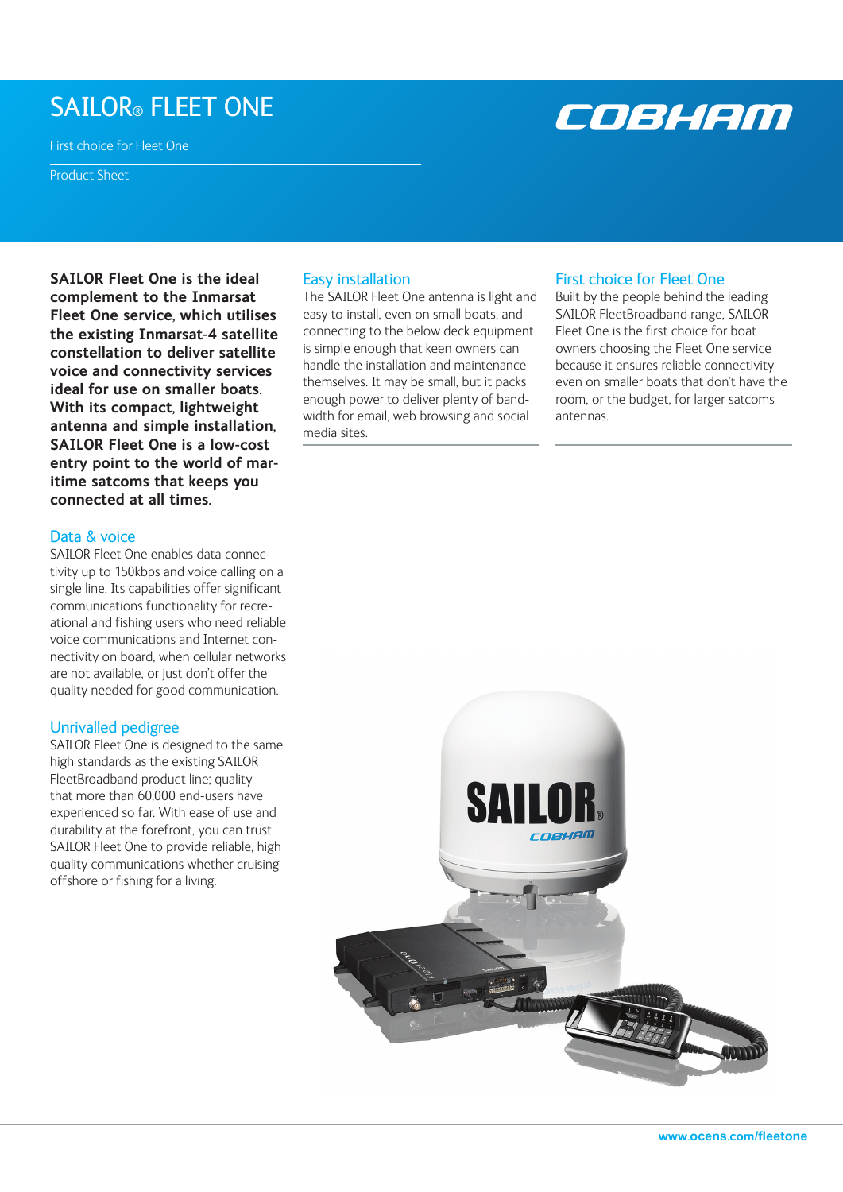# SAILOR® FLEET ONE

First choice for Fleet One

Product Sheet

COBHAM

**SAILOR Fleet One is the ideal complement to the Inmarsat Fleet One service, which utilises the existing Inmarsat-4 satellite constellation to deliver satellite voice and connectivity services ideal for use on smaller boats. With its compact, lightweight antenna and simple installation, SAILOR Fleet One is a low-cost entry point to the world of maritime satcoms that keeps you connected at all times.**

## Data & voice

SAILOR Fleet One enables data connectivity up to 150kbps and voice calling on a single line. Its capabilities offer significant communications functionality for recreational and fishing users who need reliable voice communications and Internet connectivity on board, when cellular networks are not available, or just don't offer the quality needed for good communication.

## Unrivalled pedigree

SAILOR Fleet One is designed to the same high standards as the existing SAILOR FleetBroadband product line; quality that more than 60,000 end-users have experienced so far. With ease of use and durability at the forefront, you can trust SAILOR Fleet One to provide reliable, high quality communications whether cruising offshore or fishing for a living.

## Easy installation

The SAILOR Fleet One antenna is light and easy to install, even on small boats, and connecting to the below deck equipment is simple enough that keen owners can handle the installation and maintenance themselves. It may be small, but it packs enough power to deliver plenty of bandwidth for email, web browsing and social media sites.

## First choice for Fleet One

Built by the people behind the leading SAILOR FleetBroadband range, SAILOR Fleet One is the first choice for boat owners choosing the Fleet One service because it ensures reliable connectivity even on smaller boats that don't have the room, or the budget, for larger satcoms antennas.

www.ocens.com/fleetone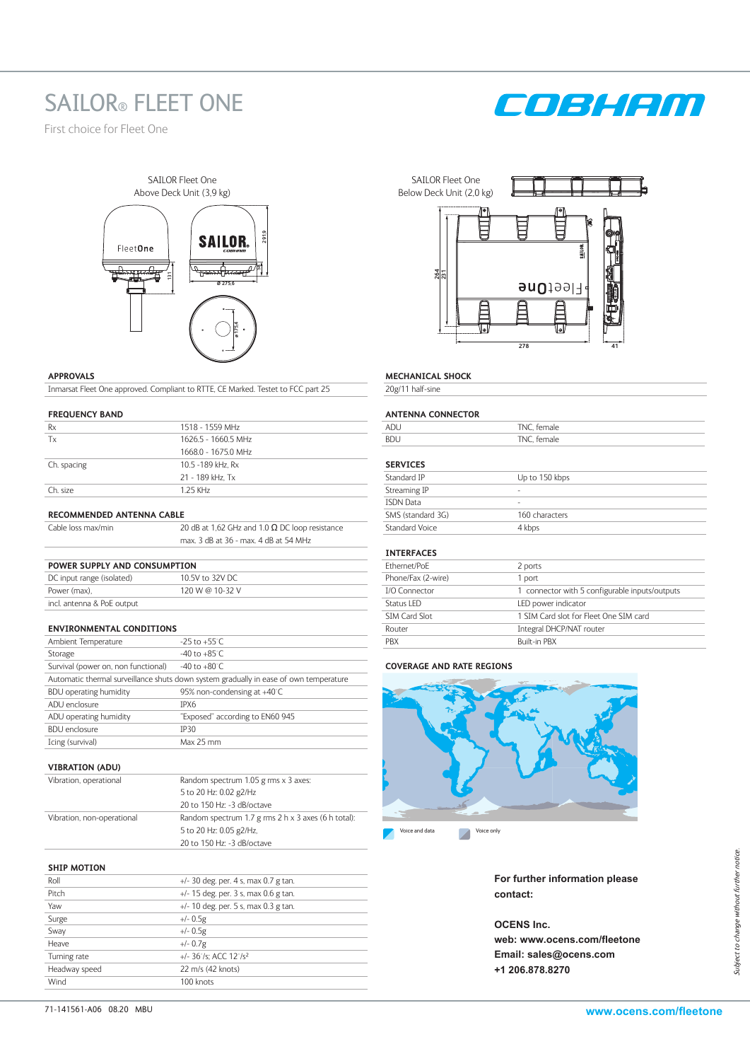# SAILOR® FLEET ONE

First choice for Fleet One

COBHAM

SAILOR Fleet One
Above Deck Unit (3,9 kg)

SAILOR Fleet One
Below Deck Unit (2,0 kg)

### APPROVALS

Inmarsat Fleet One approved. Compliant to RTTE, CE Marked. Testet to FCC part 25

### FREQUENCY BAND

| | |
|---|---|
| Rx | 1518 - 1559 MHz |
| Tx | 1626.5 - 1660.5 MHz |
| | 1668.0 - 1675.0 MHz |
| Ch. spacing | 10.5 -189 kHz, Rx |
| | 21 - 189 kHz, Tx |
| Ch. size | 1.25 KHz |

### RECOMMENDED ANTENNA CABLE

| | |
|---|---|
| Cable loss max/min | 20 dB at 1,62 GHz and 1.0 Ω DC loop resistance |
| | max. 3 dB at 36 - max. 4 dB at 54 MHz |

### POWER SUPPLY AND CONSUMPTION

| | |
|---|---|
| DC input range (isolated) | 10.5V to 32V DC |
| Power (max), | 120 W @ 10-32 V |
| incl. antenna & PoE output | |

### ENVIRONMENTAL CONDITIONS

| | |
|---|---|
| Ambient Temperature | -25 to +55°C |
| Storage | -40 to +85°C |
| Survival (power on, non functional) | -40 to +80°C |
| Automatic thermal surveillance shuts down system gradually in ease of own temperature | |
| BDU operating humidity | 95% non-condensing at +40°C |
| ADU enclosure | IPX6 |
| ADU operating humidity | "Exposed" according to EN60 945 |
| BDU enclosure | IP30 |
| Icing (survival) | Max 25 mm |

### VIBRATION (ADU)

| | |
|---|---|
| Vibration, operational | Random spectrum 1.05 g rms x 3 axes: |
| | 5 to 20 Hz: 0.02 g2/Hz |
| | 20 to 150 Hz: -3 dB/octave |
| Vibration, non-operational | Random spectrum 1.7 g rms 2 h x 3 axes (6 h total): |
| | 5 to 20 Hz: 0.05 g2/Hz, |
| | 20 to 150 Hz: -3 dB/octave |

### SHIP MOTION

| | |
|---|---|
| Roll | +/- 30 deg. per. 4 s, max 0.7 g tan. |
| Pitch | +/- 15 deg. per. 3 s, max 0.6 g tan. |
| Yaw | +/- 10 deg. per. 5 s, max 0.3 g tan. |
| Surge | +/- 0.5g |
| Sway | +/- 0.5g |
| Heave | +/- 0.7g |
| Turning rate | +/- 36°/s; ACC 12°/s² |
| Headway speed | 22 m/s (42 knots) |
| Wind | 100 knots |

### MECHANICAL SHOCK

20g/11 half-sine

### ANTENNA CONNECTOR

| | |
|---|---|
| ADU | TNC, female |
| BDU | TNC, female |

### SERVICES

| | |
|---|---|
| Standard IP | Up to 150 kbps |
| Streaming IP | - |
| ISDN Data | - |
| SMS (standard 3G) | 160 characters |
| Standard Voice | 4 kbps |

### INTERFACES

| | |
|---|---|
| Ethernet/PoE | 2 ports |
| Phone/Fax (2-wire) | 1 port |
| I/O Connector | 1 connector with 5 configurable inputs/outputs |
| Status LED | LED power indicator |
| SIM Card Slot | 1 SIM Card slot for Fleet One SIM card |
| Router | Integral DHCP/NAT router |
| PBX | Built-in PBX |

### COVERAGE AND RATE REGIONS

Voice and data
Voice only

**For further information please contact:**

**OCENS Inc.**
**web: www.ocens.com/fleetone**
**Email: sales@ocens.com**
**+1 206.878.8270**

*Subject to change without further notice.*

71-141561-A06 08.20 MBU

**www.ocens.com/fleetone**